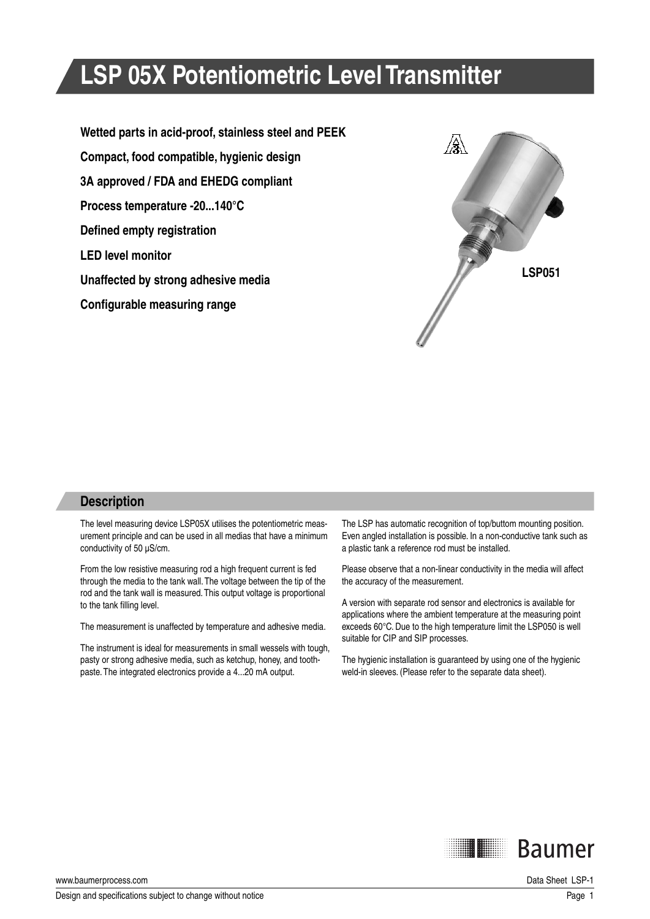# LSP 05X Potentiometric Level Transmitter

**Wetted parts in acid-proof, stainless steel and PEEK**

**Compact, food compatible, hygienic design**

**3A approved / FDA and EHEDG compliant**

**Process temperature -20...140°C**

**Defined empty registration**

**LED level monitor**

**Unaffected by strong adhesive media**

**Configurable measuring range**

**LSP051**

## Description

The level measuring device LSP05X utilises the potentiometric measurement principle and can be used in all medias that have a minimum conductivity of 50 µS/cm.

From the low resistive measuring rod a high frequent current is fed through the media to the tank wall. The voltage between the tip of the rod and the tank wall is measured. This output voltage is proportional to the tank filling level.

The measurement is unaffected by temperature and adhesive media.

The instrument is ideal for measurements in small wessels with tough, pasty or strong adhesive media, such as ketchup, honey, and toothpaste. The integrated electronics provide a 4...20 mA output.

The LSP has automatic recognition of top/buttom mounting position. Even angled installation is possible. In a non-conductive tank such as a plastic tank a reference rod must be installed.

Please observe that a non-linear conductivity in the media will affect the accuracy of the measurement.

A version with separate rod sensor and electronics is available for applications where the ambient temperature at the measuring point exceeds 60°C. Due to the high temperature limit the LSP050 is well suitable for CIP and SIP processes.

The hygienic installation is guaranteed by using one of the hygienic weld-in sleeves. (Please refer to the separate data sheet).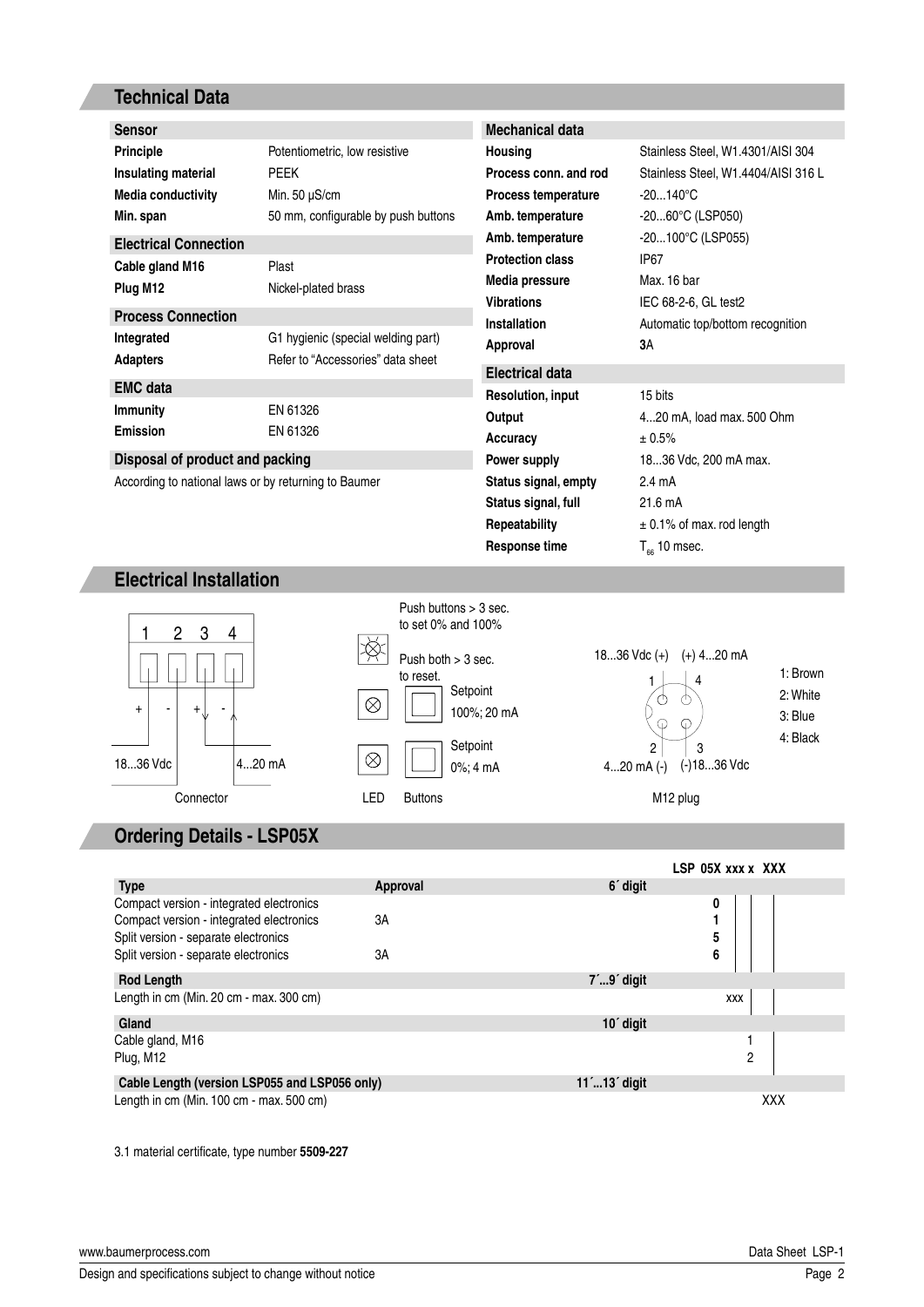## Technical Data

| Sensor | |
|---|---|
| **Principle** | Potentiometric, low resistive |
| **Insulating material** | PEEK |
| **Media conductivity** | Min. 50 µS/cm |
| **Min. span** | 50 mm, configurable by push buttons |

| Electrical Connection | |
|---|---|
| **Cable gland M16** | Plast |
| **Plug M12** | Nickel-plated brass |

| Process Connection | |
|---|---|
| **Integrated** | G1 hygienic (special welding part) |
| **Adapters** | Refer to "Accessories" data sheet |

| EMC data | |
|---|---|
| **Immunity** | EN 61326 |
| **Emission** | EN 61326 |

**Disposal of product and packing**

According to national laws or by returning to Baumer

| Mechanical data | |
|---|---|
| **Housing** | Stainless Steel, W1.4301/AISI 304 |
| **Process conn. and rod** | Stainless Steel, W1.4404/AISI 316 L |
| **Process temperature** | -20...140°C |
| **Amb. temperature** | -20...60°C (LSP050) |
| **Amb. temperature** | -20...100°C (LSP055) |
| **Protection class** | IP67 |
| **Media pressure** | Max. 16 bar |
| **Vibrations** | IEC 68-2-6, GL test2 |
| **Installation** | Automatic top/bottom recognition |
| **Approval** | **3**A |

| Electrical data | |
|---|---|
| **Resolution, input** | 15 bits |
| **Output** | 4...20 mA, load max. 500 Ohm |
| **Accuracy** | ± 0.5% |
| **Power supply** | 18...36 Vdc, 200 mA max. |
| **Status signal, empty** | 2.4 mA |
| **Status signal, full** | 21.6 mA |
| **Repeatability** | ± 0.1% of max. rod length |
| **Response time** | $T_{66}$ 10 msec. |

## Electrical Installation

Connector: 1 2 3 4 — 1 (+), 2 (-): 18...36 Vdc; 3 (+), 4 (-): 4...20 mA

LED / Buttons:
- Push buttons > 3 sec. to set 0% and 100%
- Push both > 3 sec. to reset.
- Setpoint 100%; 20 mA
- Setpoint 0%; 4 mA

M12 plug:
- 1: 18...36 Vdc (+)
- 4: (+) 4...20 mA
- 2: 4...20 mA (-)
- 3: (-)18...36 Vdc

1: Brown
2: White
3: Blue
4: Black

## Ordering Details - LSP05X

**LSP 05X xxx x XXX**

| Type | Approval | 6´ digit |
|---|---|---|
| Compact version - integrated electronics | | 0 |
| Compact version - integrated electronics | 3A | 1 |
| Split version - separate electronics | | 5 |
| Split version - separate electronics | 3A | 6 |

| Rod Length | 7´...9´ digit |
|---|---|
| Length in cm (Min. 20 cm - max. 300 cm) | xxx |

| Gland | 10´ digit |
|---|---|
| Cable gland, M16 | 1 |
| Plug, M12 | 2 |

| Cable Length (version LSP055 and LSP056 only) | 11´...13´ digit |
|---|---|
| Length in cm (Min. 100 cm - max. 500 cm) | XXX |

3.1 material certificate, type number **5509-227**

www.baumerprocess.com

Data Sheet LSP-1

Design and specifications subject to change without notice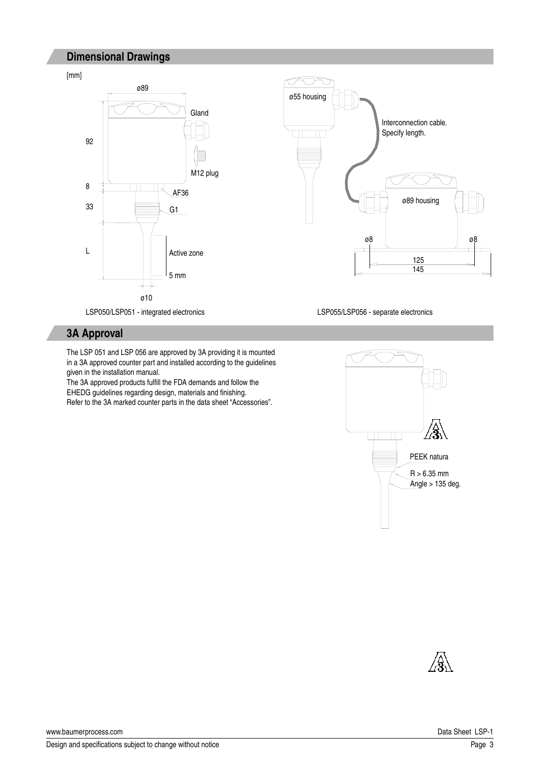## Dimensional Drawings

[mm]

ø89

Gland

92

M12 plug

8

AF36

33

G1

L

Active zone

5 mm

ø10

LSP050/LSP051 - integrated electronics

ø55 housing

Interconnection cable. Specify length.

ø89 housing

ø8

ø8

125

145

LSP055/LSP056 - separate electronics

## 3A Approval

The LSP 051 and LSP 056 are approved by 3A providing it is mounted in a 3A approved counter part and installed according to the guidelines given in the installation manual.
The 3A approved products fulfill the FDA demands and follow the EHEDG guidelines regarding design, materials and finishing.
Refer to the 3A marked counter parts in the data sheet "Accessories".

PEEK natura

R > 6.35 mm

Angle > 135 deg.